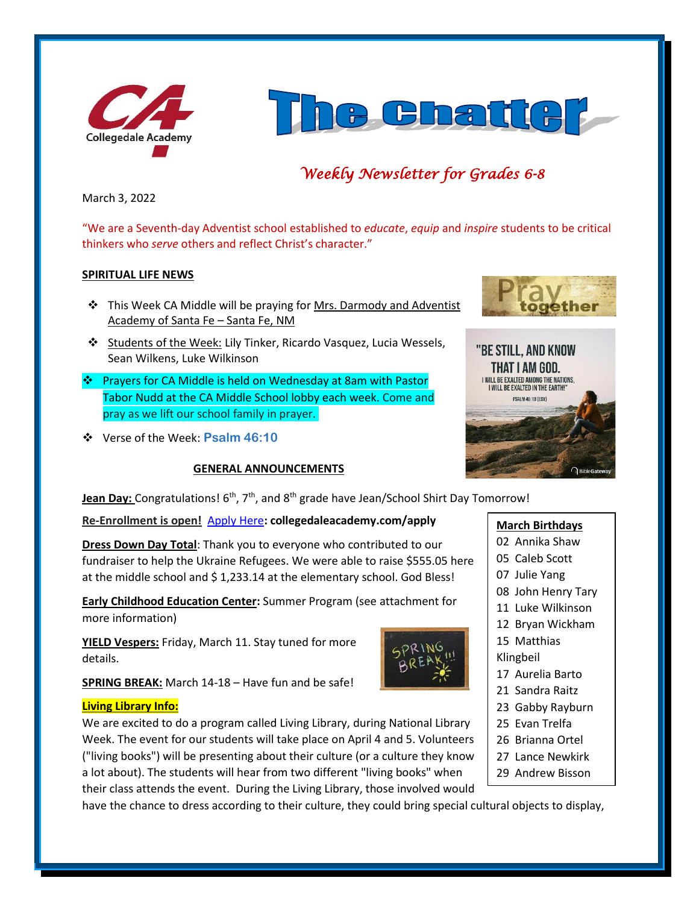# The Chatter

*Weekly Newsletter for Grades 6-8*

March 3, 2022

"We are a Seventh-day Adventist school established to *educate*, *equip* and *inspire* students to be critical thinkers who *serve* others and reflect Christ's character."

## SPIRITUAL LIFE NEWS

- This Week CA Middle will be praying for Mrs. Darmody and Adventist Academy of Santa Fe – Santa Fe, NM
- Students of the Week: Lily Tinker, Ricardo Vasquez, Lucia Wessels, Sean Wilkens, Luke Wilkinson
- Prayers for CA Middle is held on Wednesday at 8am with Pastor Tabor Nudd at the CA Middle School lobby each week. Come and pray as we lift our school family in prayer.
- Verse of the Week: **Psalm 46:10**

## GENERAL ANNOUNCEMENTS

**Jean Day:** Congratulations! 6th, 7th, and 8th grade have Jean/School Shirt Day Tomorrow!

**Re-Enrollment is open!** Apply Here**: collegedaleacademy.com/apply**

**Dress Down Day Total**: Thank you to everyone who contributed to our fundraiser to help the Ukraine Refugees. We were able to raise $555.05 here at the middle school and $ 1,233.14 at the elementary school. God Bless!

**Early Childhood Education Center:** Summer Program (see attachment for more information)

**YIELD Vespers:** Friday, March 11. Stay tuned for more details.

**SPRING BREAK:** March 14-18 – Have fun and be safe!

**Living Library Info:**

We are excited to do a program called Living Library, during National Library Week. The event for our students will take place on April 4 and 5. Volunteers ("living books") will be presenting about their culture (or a culture they know a lot about). The students will hear from two different "living books" when their class attends the event. During the Living Library, those involved would have the chance to dress according to their culture, they could bring special cultural objects to display,

**March Birthdays**

- 02 Annika Shaw
- 05 Caleb Scott
- 07 Julie Yang
- 08 John Henry Tary
- 11 Luke Wilkinson
- 12 Bryan Wickham
- 15 Matthias Klingbeil
- 17 Aurelia Barto
- 21 Sandra Raitz
- 23 Gabby Rayburn
- 25 Evan Trelfa
- 26 Brianna Ortel
- 27 Lance Newkirk
- 29 Andrew Bisson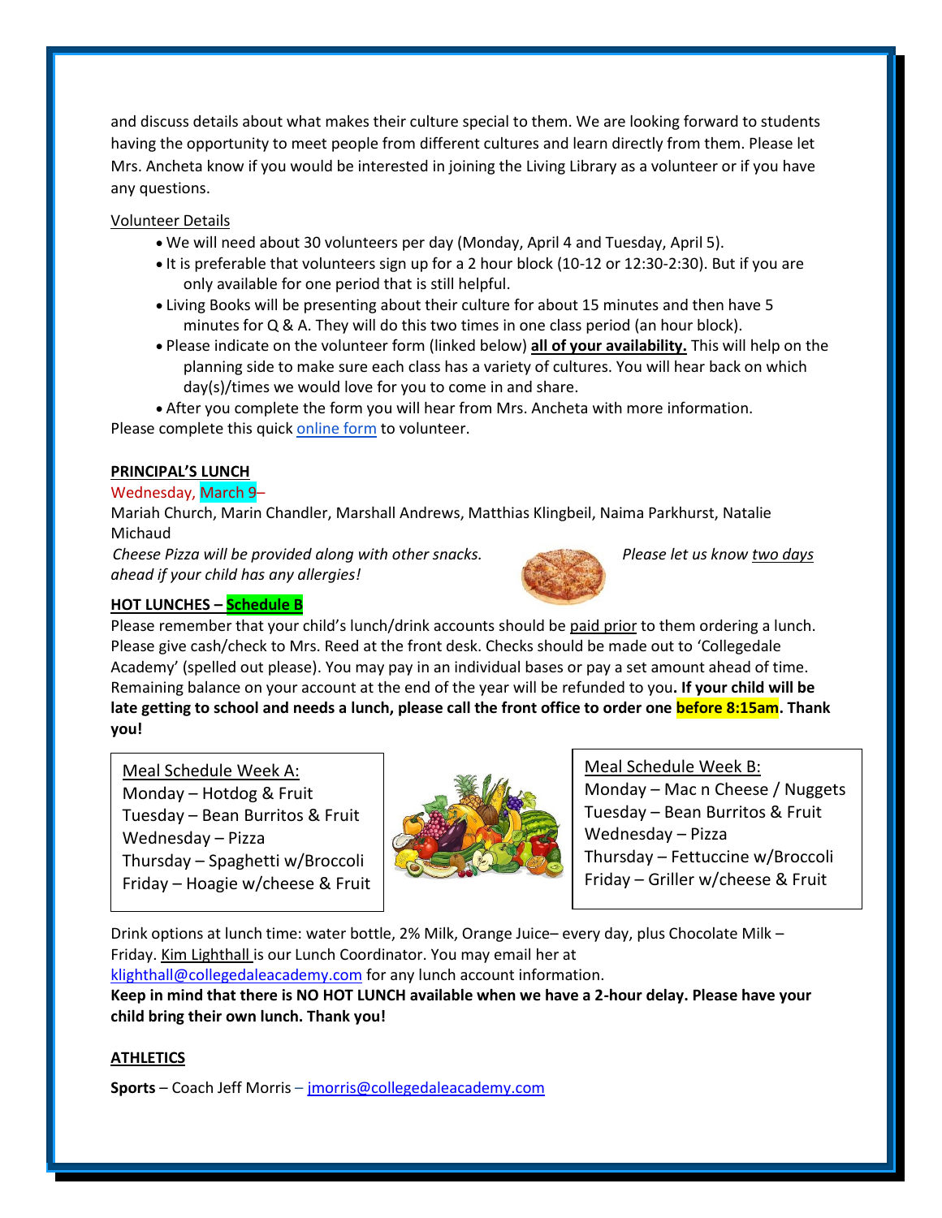and discuss details about what makes their culture special to them. We are looking forward to students having the opportunity to meet people from different cultures and learn directly from them. Please let Mrs. Ancheta know if you would be interested in joining the Living Library as a volunteer or if you have any questions.

Volunteer Details

- We will need about 30 volunteers per day (Monday, April 4 and Tuesday, April 5).
- It is preferable that volunteers sign up for a 2 hour block (10-12 or 12:30-2:30). But if you are only available for one period that is still helpful.
- Living Books will be presenting about their culture for about 15 minutes and then have 5 minutes for Q & A. They will do this two times in one class period (an hour block).
- Please indicate on the volunteer form (linked below) **all of your availability.** This will help on the planning side to make sure each class has a variety of cultures. You will hear back on which day(s)/times we would love for you to come in and share.
- After you complete the form you will hear from Mrs. Ancheta with more information.

Please complete this quick online form to volunteer.

**PRINCIPAL'S LUNCH**

Wednesday, March 9–

Mariah Church, Marin Chandler, Marshall Andrews, Matthias Klingbeil, Naima Parkhurst, Natalie Michaud

*Cheese Pizza will be provided along with other snacks. Please let us know two days ahead if your child has any allergies!*

**HOT LUNCHES – Schedule B**

Please remember that your child's lunch/drink accounts should be paid prior to them ordering a lunch. Please give cash/check to Mrs. Reed at the front desk. Checks should be made out to 'Collegedale Academy' (spelled out please). You may pay in an individual bases or pay a set amount ahead of time. Remaining balance on your account at the end of the year will be refunded to you**. If your child will be late getting to school and needs a lunch, please call the front office to order one before 8:15am. Thank you!**

Meal Schedule Week A:
Monday – Hotdog & Fruit
Tuesday – Bean Burritos & Fruit
Wednesday – Pizza
Thursday – Spaghetti w/Broccoli
Friday – Hoagie w/cheese & Fruit

Meal Schedule Week B:
Monday – Mac n Cheese / Nuggets
Tuesday – Bean Burritos & Fruit
Wednesday – Pizza
Thursday – Fettuccine w/Broccoli
Friday – Griller w/cheese & Fruit

Drink options at lunch time: water bottle, 2% Milk, Orange Juice– every day, plus Chocolate Milk – Friday. Kim Lighthall is our Lunch Coordinator. You may email her at klighthall@collegedaleacademy.com for any lunch account information.

**Keep in mind that there is NO HOT LUNCH available when we have a 2-hour delay. Please have your child bring their own lunch. Thank you!**

**ATHLETICS**

**Sports** – Coach Jeff Morris – jmorris@collegedaleacademy.com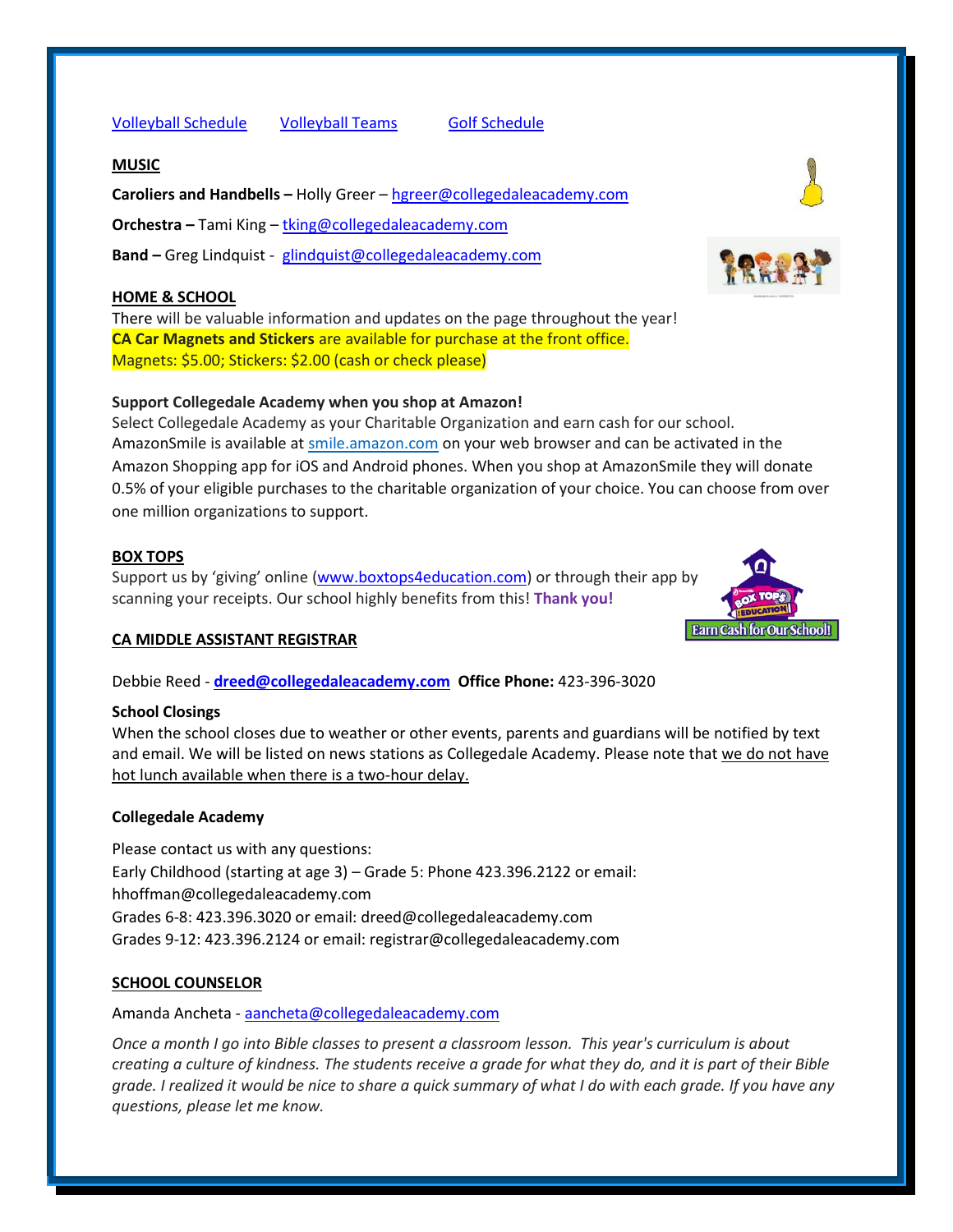[Volleyball Schedule](#) [Volleyball Teams](#) [Golf Schedule](#)

## MUSIC

**Caroliers and Handbells –** Holly Greer – hgreer@collegedaleacademy.com

**Orchestra –** Tami King – tking@collegedaleacademy.com

**Band –** Greg Lindquist - glindquist@collegedaleacademy.com

## HOME & SCHOOL

There will be valuable information and updates on the page throughout the year!

**CA Car Magnets and Stickers** are available for purchase at the front office.
Magnets: $5.00; Stickers: $2.00 (cash or check please)

**Support Collegedale Academy when you shop at Amazon!**

Select Collegedale Academy as your Charitable Organization and earn cash for our school. AmazonSmile is available at smile.amazon.com on your web browser and can be activated in the Amazon Shopping app for iOS and Android phones. When you shop at AmazonSmile they will donate 0.5% of your eligible purchases to the charitable organization of your choice. You can choose from over one million organizations to support.

## BOX TOPS

Support us by 'giving' online (www.boxtops4education.com) or through their app by scanning your receipts. Our school highly benefits from this! **Thank you!**

## CA MIDDLE ASSISTANT REGISTRAR

Debbie Reed - **dreed@collegedaleacademy.com** **Office Phone:** 423-396-3020

**School Closings**

When the school closes due to weather or other events, parents and guardians will be notified by text and email. We will be listed on news stations as Collegedale Academy. Please note that we do not have hot lunch available when there is a two-hour delay.

**Collegedale Academy**

Please contact us with any questions:
Early Childhood (starting at age 3) – Grade 5: Phone 423.396.2122 or email: hhoffman@collegedaleacademy.com
Grades 6-8: 423.396.3020 or email: dreed@collegedaleacademy.com
Grades 9-12: 423.396.2124 or email: registrar@collegedaleacademy.com

## SCHOOL COUNSELOR

Amanda Ancheta - aancheta@collegedaleacademy.com

*Once a month I go into Bible classes to present a classroom lesson. This year's curriculum is about creating a culture of kindness. The students receive a grade for what they do, and it is part of their Bible grade. I realized it would be nice to share a quick summary of what I do with each grade. If you have any questions, please let me know.*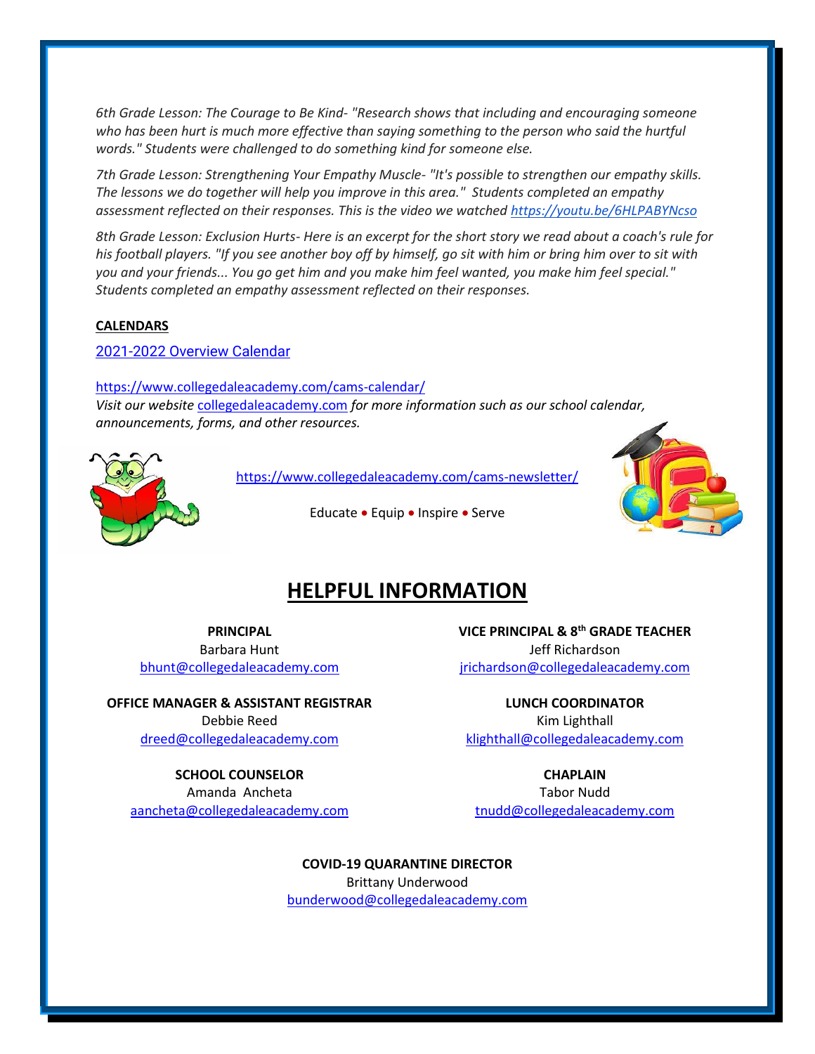*6th Grade Lesson: The Courage to Be Kind- "Research shows that including and encouraging someone who has been hurt is much more effective than saying something to the person who said the hurtful words." Students were challenged to do something kind for someone else.*

*7th Grade Lesson: Strengthening Your Empathy Muscle- "It's possible to strengthen our empathy skills. The lessons we do together will help you improve in this area." Students completed an empathy assessment reflected on their responses. This is the video we watched https://youtu.be/6HLPABYNcso*

*8th Grade Lesson: Exclusion Hurts- Here is an excerpt for the short story we read about a coach's rule for his football players. "If you see another boy off by himself, go sit with him or bring him over to sit with you and your friends... You go get him and you make him feel wanted, you make him feel special." Students completed an empathy assessment reflected on their responses.*

**CALENDARS**

2021-2022 Overview Calendar

https://www.collegedaleacademy.com/cams-calendar/

*Visit our website* collegedaleacademy.com *for more information such as our school calendar, announcements, forms, and other resources.*

https://www.collegedaleacademy.com/cams-newsletter/

Educate • Equip • Inspire • Serve

# HELPFUL INFORMATION

**PRINCIPAL**
Barbara Hunt
bhunt@collegedaleacademy.com

**VICE PRINCIPAL & 8th GRADE TEACHER**
Jeff Richardson
jrichardson@collegedaleacademy.com

**OFFICE MANAGER & ASSISTANT REGISTRAR**
Debbie Reed
dreed@collegedaleacademy.com

**LUNCH COORDINATOR**
Kim Lighthall
klighthall@collegedaleacademy.com

**SCHOOL COUNSELOR**
Amanda Ancheta
aancheta@collegedaleacademy.com

**CHAPLAIN**
Tabor Nudd
tnudd@collegedaleacademy.com

**COVID-19 QUARANTINE DIRECTOR**
Brittany Underwood
bunderwood@collegedaleacademy.com